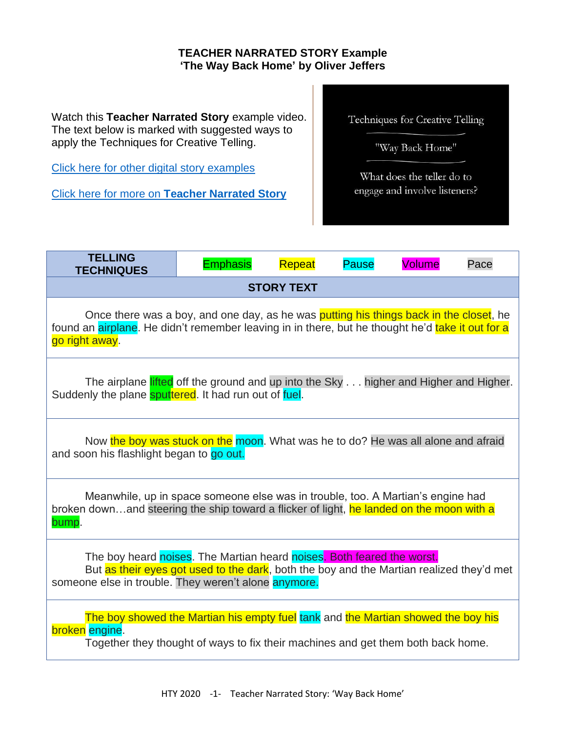# TEACHER NARRATED STORY Example
## 'The Way Back Home' by Oliver Jeffers

Watch this **Teacher Narrated Story** example video. The text below is marked with suggested ways to apply the Techniques for Creative Telling.

Click here for other digital story examples

Click here for more on **Teacher Narrated Story**

Techniques for Creative Telling

"Way Back Home"

What does the teller do to engage and involve listeners?

| TELLING TECHNIQUES | Emphasis | Repeat | Pause | Volume | Pace |
|---|---|---|---|---|---|

**STORY TEXT**

Once there was a boy, and one day, as he was putting his things back in the closet, he found an airplane. He didn't remember leaving in in there, but he thought he'd take it out for a go right away.

The airplane lifted off the ground and up into the Sky . . . higher and Higher and Higher. Suddenly the plane sputtered. It had run out of fuel.

Now the boy was stuck on the moon. What was he to do? He was all alone and afraid and soon his flashlight began to go out.

Meanwhile, up in space someone else was in trouble, too. A Martian's engine had broken down…and steering the ship toward a flicker of light, he landed on the moon with a bump.

The boy heard noises. The Martian heard noises. Both feared the worst.
But as their eyes got used to the dark, both the boy and the Martian realized they'd met someone else in trouble. They weren't alone anymore.

The boy showed the Martian his empty fuel tank and the Martian showed the boy his broken engine.
Together they thought of ways to fix their machines and get them both back home.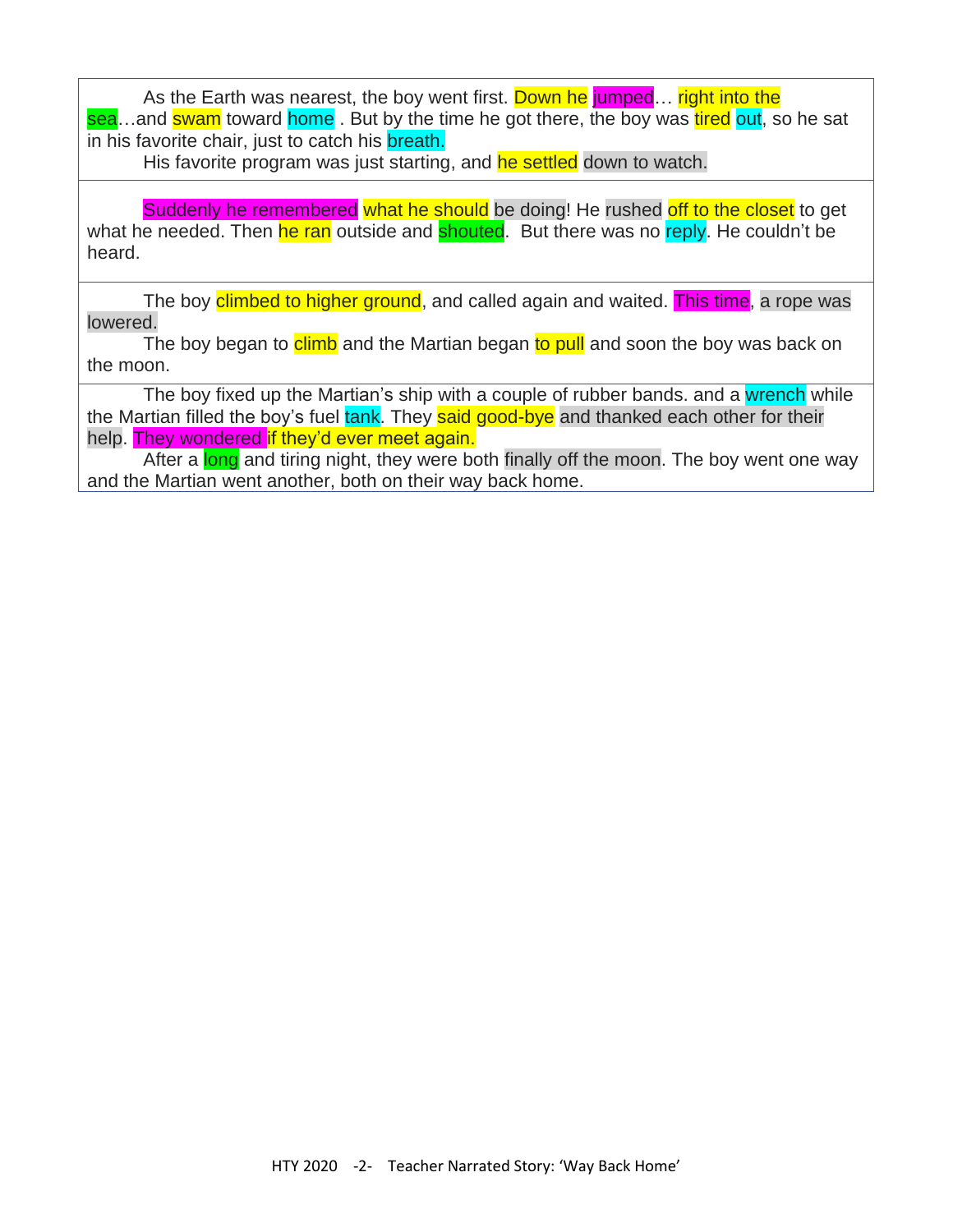As the Earth was nearest, the boy went first. Down he jumped… right into the sea…and swam toward home . But by the time he got there, the boy was tired out, so he sat in his favorite chair, just to catch his breath.

His favorite program was just starting, and he settled down to watch.

---

Suddenly he remembered what he should be doing! He rushed off to the closet to get what he needed. Then he ran outside and shouted. But there was no reply. He couldn't be heard.

---

The boy climbed to higher ground, and called again and waited. This time, a rope was lowered.

The boy began to climb and the Martian began to pull and soon the boy was back on the moon.

---

The boy fixed up the Martian's ship with a couple of rubber bands. and a wrench while the Martian filled the boy's fuel tank. They said good-bye and thanked each other for their help. They wondered if they'd ever meet again.

After a long and tiring night, they were both finally off the moon. The boy went one way and the Martian went another, both on their way back home.